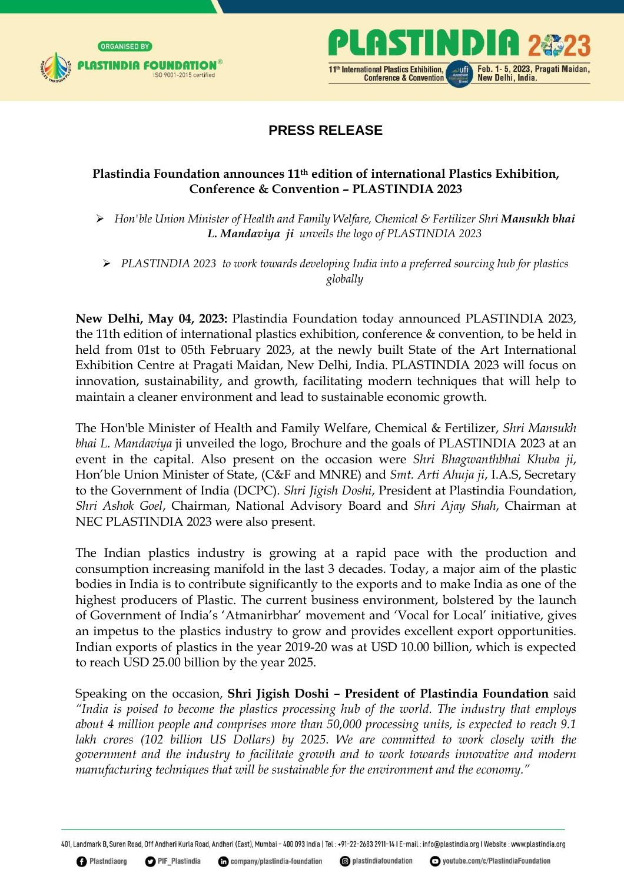# PRESS RELEASE

**Plastindia Foundation announces 11th edition of international Plastics Exhibition, Conference & Convention – PLASTINDIA 2023**

- *Hon'ble Union Minister of Health and Family Welfare, Chemical & Fertilizer Shri* ***Mansukh bhai L. Mandaviya ji*** *unveils the logo of PLASTINDIA 2023*
- *PLASTINDIA 2023 to work towards developing India into a preferred sourcing hub for plastics globally*

**New Delhi, May 04, 2023:** Plastindia Foundation today announced PLASTINDIA 2023, the 11th edition of international plastics exhibition, conference & convention, to be held in held from 01st to 05th February 2023, at the newly built State of the Art International Exhibition Centre at Pragati Maidan, New Delhi, India. PLASTINDIA 2023 will focus on innovation, sustainability, and growth, facilitating modern techniques that will help to maintain a cleaner environment and lead to sustainable economic growth.

The Hon'ble Minister of Health and Family Welfare, Chemical & Fertilizer, *Shri Mansukh bhai L. Mandaviya* ji unveiled the logo, Brochure and the goals of PLASTINDIA 2023 at an event in the capital. Also present on the occasion were *Shri Bhagwanthbhai Khuba ji*, Hon'ble Union Minister of State, (C&F and MNRE) and *Smt. Arti Ahuja ji*, I.A.S, Secretary to the Government of India (DCPC). *Shri Jigish Doshi*, President at Plastindia Foundation, *Shri Ashok Goel*, Chairman, National Advisory Board and *Shri Ajay Shah*, Chairman at NEC PLASTINDIA 2023 were also present.

The Indian plastics industry is growing at a rapid pace with the production and consumption increasing manifold in the last 3 decades. Today, a major aim of the plastic bodies in India is to contribute significantly to the exports and to make India as one of the highest producers of Plastic. The current business environment, bolstered by the launch of Government of India's 'Atmanirbhar' movement and 'Vocal for Local' initiative, gives an impetus to the plastics industry to grow and provides excellent export opportunities. Indian exports of plastics in the year 2019-20 was at USD 10.00 billion, which is expected to reach USD 25.00 billion by the year 2025.

Speaking on the occasion, **Shri Jigish Doshi – President of Plastindia Foundation** said *"India is poised to become the plastics processing hub of the world. The industry that employs about 4 million people and comprises more than 50,000 processing units, is expected to reach 9.1 lakh crores (102 billion US Dollars) by 2025. We are committed to work closely with the government and the industry to facilitate growth and to work towards innovative and modern manufacturing techniques that will be sustainable for the environment and the economy."*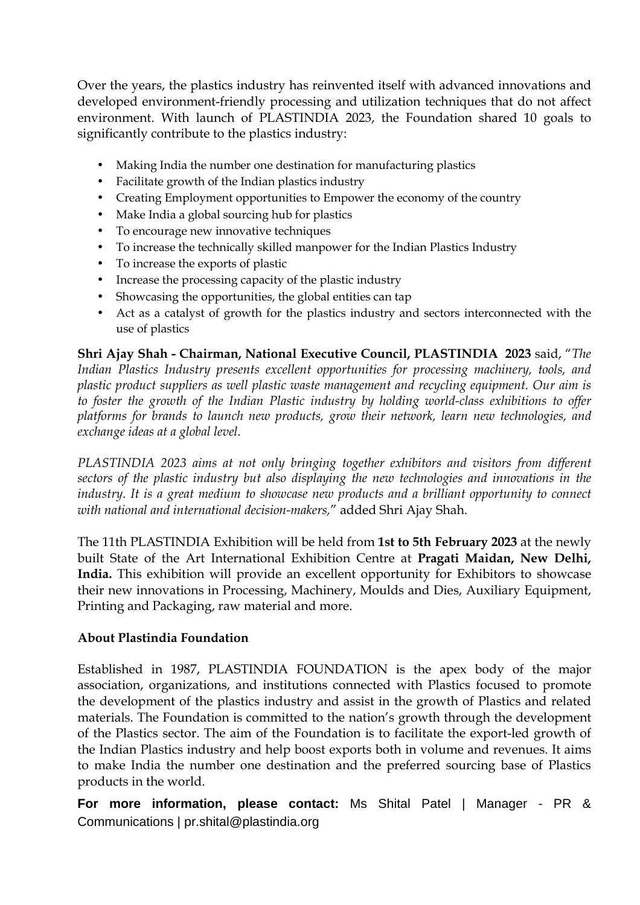Over the years, the plastics industry has reinvented itself with advanced innovations and developed environment-friendly processing and utilization techniques that do not affect environment. With launch of PLASTINDIA 2023, the Foundation shared 10 goals to significantly contribute to the plastics industry:

- Making India the number one destination for manufacturing plastics
- Facilitate growth of the Indian plastics industry
- Creating Employment opportunities to Empower the economy of the country
- Make India a global sourcing hub for plastics
- To encourage new innovative techniques
- To increase the technically skilled manpower for the Indian Plastics Industry
- To increase the exports of plastic
- Increase the processing capacity of the plastic industry
- Showcasing the opportunities, the global entities can tap
- Act as a catalyst of growth for the plastics industry and sectors interconnected with the use of plastics

**Shri Ajay Shah - Chairman, National Executive Council, PLASTINDIA 2023** said, "*The Indian Plastics Industry presents excellent opportunities for processing machinery, tools, and plastic product suppliers as well plastic waste management and recycling equipment. Our aim is to foster the growth of the Indian Plastic industry by holding world-class exhibitions to offer platforms for brands to launch new products, grow their network, learn new technologies, and exchange ideas at a global level.*

*PLASTINDIA 2023 aims at not only bringing together exhibitors and visitors from different sectors of the plastic industry but also displaying the new technologies and innovations in the industry. It is a great medium to showcase new products and a brilliant opportunity to connect with national and international decision-makers,*" added Shri Ajay Shah.

The 11th PLASTINDIA Exhibition will be held from **1st to 5th February 2023** at the newly built State of the Art International Exhibition Centre at **Pragati Maidan, New Delhi, India.** This exhibition will provide an excellent opportunity for Exhibitors to showcase their new innovations in Processing, Machinery, Moulds and Dies, Auxiliary Equipment, Printing and Packaging, raw material and more.

**About Plastindia Foundation**

Established in 1987, PLASTINDIA FOUNDATION is the apex body of the major association, organizations, and institutions connected with Plastics focused to promote the development of the plastics industry and assist in the growth of Plastics and related materials. The Foundation is committed to the nation's growth through the development of the Plastics sector. The aim of the Foundation is to facilitate the export-led growth of the Indian Plastics industry and help boost exports both in volume and revenues. It aims to make India the number one destination and the preferred sourcing base of Plastics products in the world.

**For more information, please contact:** Ms Shital Patel | Manager - PR & Communications | pr.shital@plastindia.org